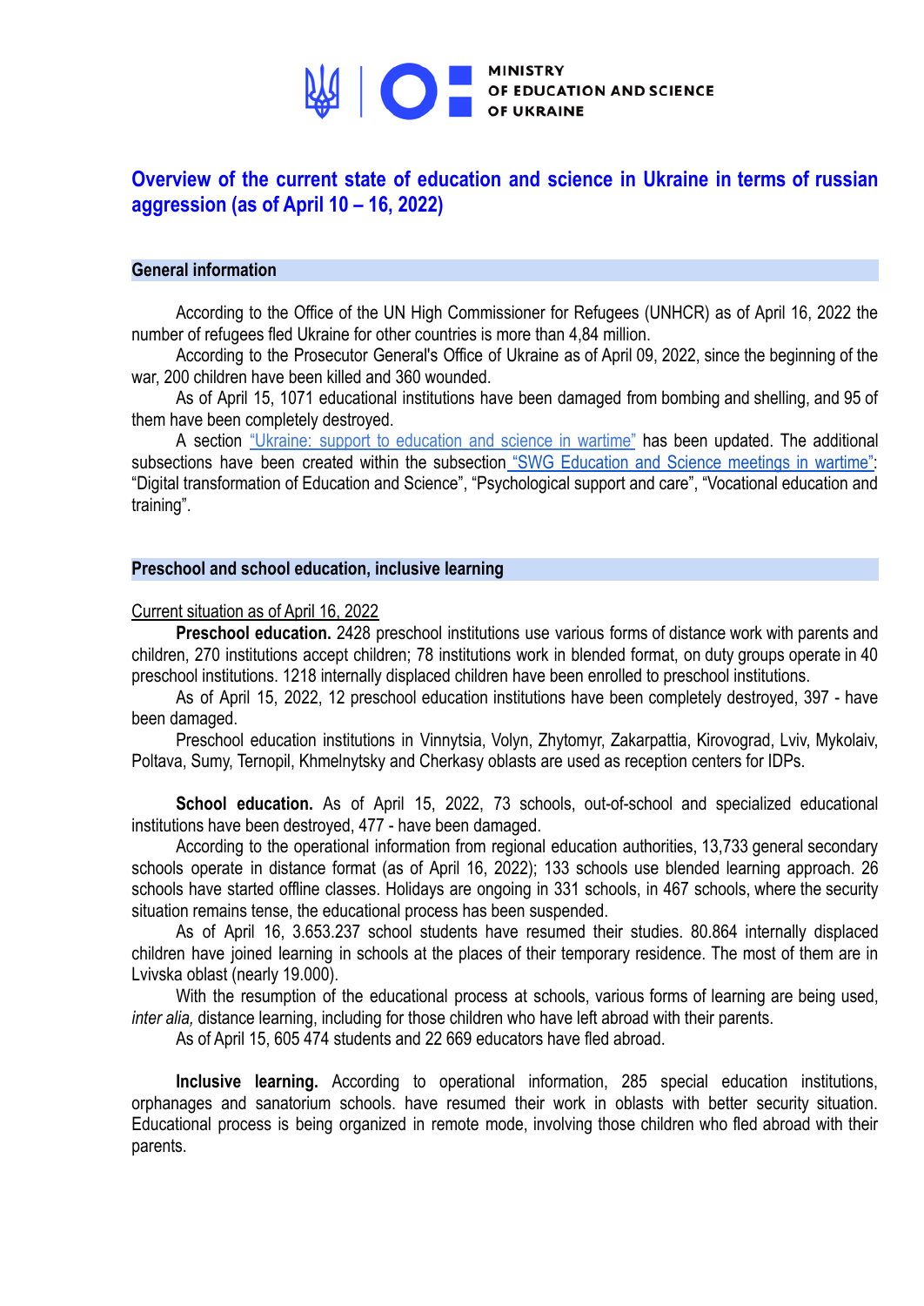MINISTRY OF EDUCATION AND SCIENCE OF UKRAINE

# Overview of the current state of education and science in Ukraine in terms of russian aggression (as of April 10 – 16, 2022)

## General information

According to the Office of the UN High Commissioner for Refugees (UNHCR) as of April 16, 2022 the number of refugees fled Ukraine for other countries is more than 4,84 million.

According to the Prosecutor General's Office of Ukraine as of April 09, 2022, since the beginning of the war, 200 children have been killed and 360 wounded.

As of April 15, 1071 educational institutions have been damaged from bombing and shelling, and 95 of them have been completely destroyed.

A section "Ukraine: support to education and science in wartime" has been updated. The additional subsections have been created within the subsection "SWG Education and Science meetings in wartime": "Digital transformation of Education and Science", "Psychological support and care", "Vocational education and training".

## Preschool and school education, inclusive learning

Current situation as of April 16, 2022

**Preschool education.** 2428 preschool institutions use various forms of distance work with parents and children, 270 institutions accept children; 78 institutions work in blended format, on duty groups operate in 40 preschool institutions. 1218 internally displaced children have been enrolled to preschool institutions.

As of April 15, 2022, 12 preschool education institutions have been completely destroyed, 397 - have been damaged.

Preschool education institutions in Vinnytsia, Volyn, Zhytomyr, Zakarpattia, Kirovograd, Lviv, Mykolaiv, Poltava, Sumy, Ternopil, Khmelnytsky and Cherkasy oblasts are used as reception centers for IDPs.

**School education.** As of April 15, 2022, 73 schools, out-of-school and specialized educational institutions have been destroyed, 477 - have been damaged.

According to the operational information from regional education authorities, 13,733 general secondary schools operate in distance format (as of April 16, 2022); 133 schools use blended learning approach. 26 schools have started offline classes. Holidays are ongoing in 331 schools, in 467 schools, where the security situation remains tense, the educational process has been suspended.

As of April 16, 3.653.237 school students have resumed their studies. 80.864 internally displaced children have joined learning in schools at the places of their temporary residence. The most of them are in Lvivska oblast (nearly 19.000).

With the resumption of the educational process at schools, various forms of learning are being used, *inter alia,* distance learning, including for those children who have left abroad with their parents.

As of April 15, 605 474 students and 22 669 educators have fled abroad.

**Inclusive learning.** According to operational information, 285 special education institutions, orphanages and sanatorium schools. have resumed their work in oblasts with better security situation. Educational process is being organized in remote mode, involving those children who fled abroad with their parents.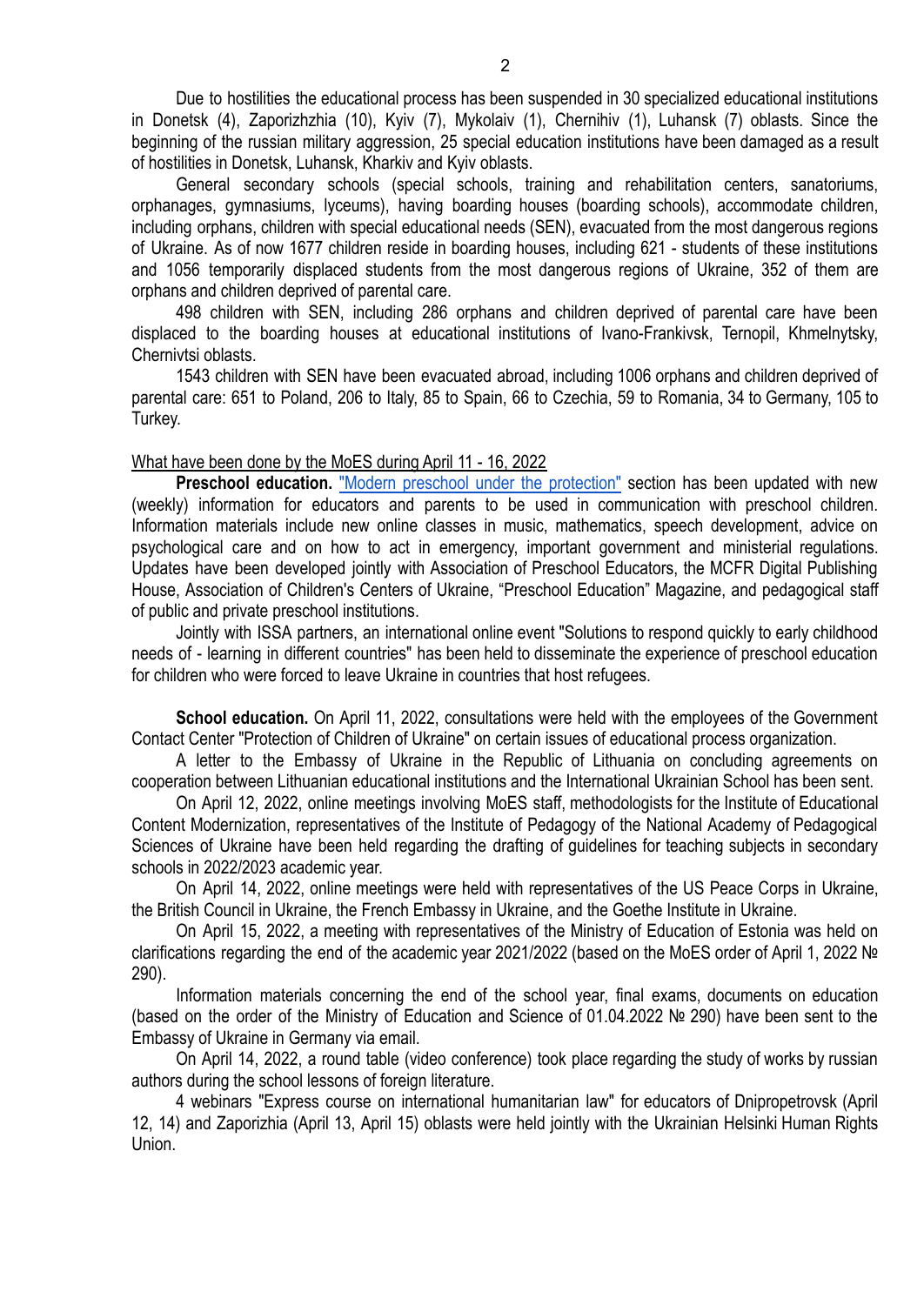Due to hostilities the educational process has been suspended in 30 specialized educational institutions in Donetsk (4), Zaporizhzhia (10), Kyiv (7), Mykolaiv (1), Chernihiv (1), Luhansk (7) oblasts. Since the beginning of the russian military aggression, 25 special education institutions have been damaged as a result of hostilities in Donetsk, Luhansk, Kharkiv and Kyiv oblasts.

General secondary schools (special schools, training and rehabilitation centers, sanatoriums, orphanages, gymnasiums, lyceums), having boarding houses (boarding schools), accommodate children, including orphans, children with special educational needs (SEN), evacuated from the most dangerous regions of Ukraine. As of now 1677 children reside in boarding houses, including 621 - students of these institutions and 1056 temporarily displaced students from the most dangerous regions of Ukraine, 352 of them are orphans and children deprived of parental care.

498 children with SEN, including 286 orphans and children deprived of parental care have been displaced to the boarding houses at educational institutions of Ivano-Frankivsk, Ternopil, Khmelnytsky, Chernivtsi oblasts.

1543 children with SEN have been evacuated abroad, including 1006 orphans and children deprived of parental care: 651 to Poland, 206 to Italy, 85 to Spain, 66 to Czechia, 59 to Romania, 34 to Germany, 105 to Turkey.

What have been done by the MoES during April 11 - 16, 2022

**Preschool education.** "Modern preschool under the protection" section has been updated with new (weekly) information for educators and parents to be used in communication with preschool children. Information materials include new online classes in music, mathematics, speech development, advice on psychological care and on how to act in emergency, important government and ministerial regulations. Updates have been developed jointly with Association of Preschool Educators, the MCFR Digital Publishing House, Association of Children's Centers of Ukraine, "Preschool Education" Magazine, and pedagogical staff of public and private preschool institutions.

Jointly with ISSA partners, an international online event "Solutions to respond quickly to early childhood needs of - learning in different countries" has been held to disseminate the experience of preschool education for children who were forced to leave Ukraine in countries that host refugees.

**School education.** On April 11, 2022, consultations were held with the employees of the Government Contact Center "Protection of Children of Ukraine" on certain issues of educational process organization.

A letter to the Embassy of Ukraine in the Republic of Lithuania on concluding agreements on cooperation between Lithuanian educational institutions and the International Ukrainian School has been sent.

On April 12, 2022, online meetings involving MoES staff, methodologists for the Institute of Educational Content Modernization, representatives of the Institute of Pedagogy of the National Academy of Pedagogical Sciences of Ukraine have been held regarding the drafting of guidelines for teaching subjects in secondary schools in 2022/2023 academic year.

On April 14, 2022, online meetings were held with representatives of the US Peace Corps in Ukraine, the British Council in Ukraine, the French Embassy in Ukraine, and the Goethe Institute in Ukraine.

On April 15, 2022, a meeting with representatives of the Ministry of Education of Estonia was held on clarifications regarding the end of the academic year 2021/2022 (based on the MoES order of April 1, 2022 № 290).

Information materials concerning the end of the school year, final exams, documents on education (based on the order of the Ministry of Education and Science of 01.04.2022 № 290) have been sent to the Embassy of Ukraine in Germany via email.

On April 14, 2022, a round table (video conference) took place regarding the study of works by russian authors during the school lessons of foreign literature.

4 webinars "Express course on international humanitarian law" for educators of Dnipropetrovsk (April 12, 14) and Zaporizhia (April 13, April 15) oblasts were held jointly with the Ukrainian Helsinki Human Rights Union.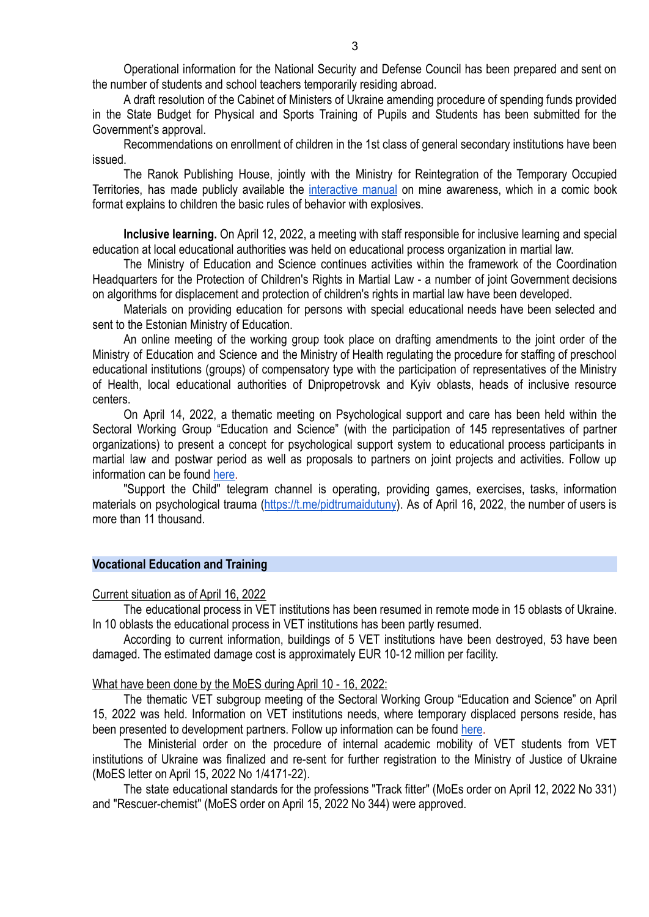Operational information for the National Security and Defense Council has been prepared and sent on the number of students and school teachers temporarily residing abroad.

A draft resolution of the Cabinet of Ministers of Ukraine amending procedure of spending funds provided in the State Budget for Physical and Sports Training of Pupils and Students has been submitted for the Government's approval.

Recommendations on enrollment of children in the 1st class of general secondary institutions have been issued.

The Ranok Publishing House, jointly with the Ministry for Reintegration of the Temporary Occupied Territories, has made publicly available the interactive manual on mine awareness, which in a comic book format explains to children the basic rules of behavior with explosives.

**Inclusive learning.** On April 12, 2022, a meeting with staff responsible for inclusive learning and special education at local educational authorities was held on educational process organization in martial law.

The Ministry of Education and Science continues activities within the framework of the Coordination Headquarters for the Protection of Children's Rights in Martial Law - a number of joint Government decisions on algorithms for displacement and protection of children's rights in martial law have been developed.

Materials on providing education for persons with special educational needs have been selected and sent to the Estonian Ministry of Education.

An online meeting of the working group took place on drafting amendments to the joint order of the Ministry of Education and Science and the Ministry of Health regulating the procedure for staffing of preschool educational institutions (groups) of compensatory type with the participation of representatives of the Ministry of Health, local educational authorities of Dnipropetrovsk and Kyiv oblasts, heads of inclusive resource centers.

On April 14, 2022, a thematic meeting on Psychological support and care has been held within the Sectoral Working Group "Education and Science" (with the participation of 145 representatives of partner organizations) to present a concept for psychological support system to educational process participants in martial law and postwar period as well as proposals to partners on joint projects and activities. Follow up information can be found here.

"Support the Child" telegram channel is operating, providing games, exercises, tasks, information materials on psychological trauma (https://t.me/pidtrumaidutuny). As of April 16, 2022, the number of users is more than 11 thousand.

## Vocational Education and Training

Current situation as of April 16, 2022

The educational process in VET institutions has been resumed in remote mode in 15 oblasts of Ukraine. In 10 oblasts the educational process in VET institutions has been partly resumed.

According to current information, buildings of 5 VET institutions have been destroyed, 53 have been damaged. The estimated damage cost is approximately EUR 10-12 million per facility.

What have been done by the MoES during April 10 - 16, 2022:

The thematic VET subgroup meeting of the Sectoral Working Group "Education and Science" on April 15, 2022 was held. Information on VET institutions needs, where temporary displaced persons reside, has been presented to development partners. Follow up information can be found here.

The Ministerial order on the procedure of internal academic mobility of VET students from VET institutions of Ukraine was finalized and re-sent for further registration to the Ministry of Justice of Ukraine (MoES letter on April 15, 2022 No 1/4171-22).

The state educational standards for the professions "Track fitter" (MoEs order on April 12, 2022 No 331) and "Rescuer-chemist" (MoES order on April 15, 2022 No 344) were approved.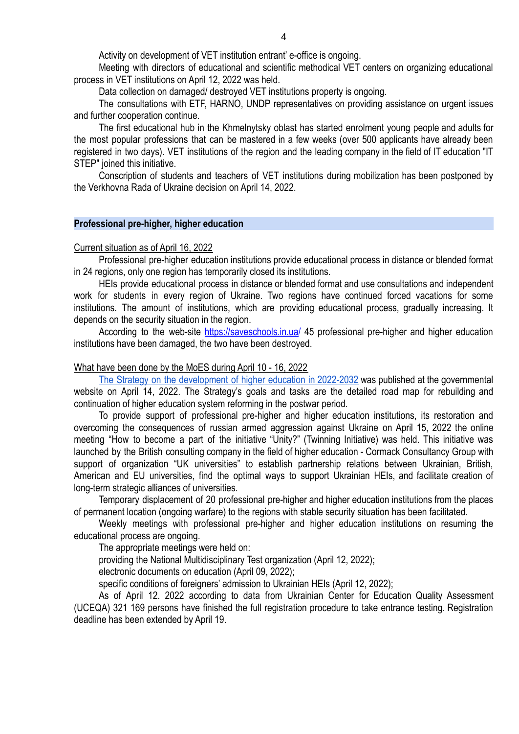Activity on development of VET institution entrant' e-office is ongoing.

Meeting with directors of educational and scientific methodical VET centers on organizing educational process in VET institutions on April 12, 2022 was held.

Data collection on damaged/ destroyed VET institutions property is ongoing.

The consultations with ETF, HARNO, UNDP representatives on providing assistance on urgent issues and further cooperation continue.

The first educational hub in the Khmelnytsky oblast has started enrolment young people and adults for the most popular professions that can be mastered in a few weeks (over 500 applicants have already been registered in two days). VET institutions of the region and the leading company in the field of IT education "IT STEP" joined this initiative.

Conscription of students and teachers of VET institutions during mobilization has been postponed by the Verkhovna Rada of Ukraine decision on April 14, 2022.

## Professional pre-higher, higher education

Current situation as of April 16, 2022

Professional pre-higher education institutions provide educational process in distance or blended format in 24 regions, only one region has temporarily closed its institutions.

HEIs provide educational process in distance or blended format and use consultations and independent work for students in every region of Ukraine. Two regions have continued forced vacations for some institutions. The amount of institutions, which are providing educational process, gradually increasing. It depends on the security situation in the region.

According to the web-site [https://saveschools.in.ua/](https://saveschools.in.ua/) 45 professional pre-higher and higher education institutions have been damaged, the two have been destroyed.

What have been done by the MoES during April 10 - 16, 2022

The Strategy on the development of higher education in 2022-2032 was published at the governmental website on April 14, 2022. The Strategy's goals and tasks are the detailed road map for rebuilding and continuation of higher education system reforming in the postwar period.

To provide support of professional pre-higher and higher education institutions, its restoration and overcoming the consequences of russian armed aggression against Ukraine on April 15, 2022 the online meeting "How to become a part of the initiative "Unity?" (Twinning Initiative) was held. This initiative was launched by the British consulting company in the field of higher education - Cormack Consultancy Group with support of organization "UK universities" to establish partnership relations between Ukrainian, British, American and EU universities, find the optimal ways to support Ukrainian HEIs, and facilitate creation of long-term strategic alliances of universities.

Temporary displacement of 20 professional pre-higher and higher education institutions from the places of permanent location (ongoing warfare) to the regions with stable security situation has been facilitated.

Weekly meetings with professional pre-higher and higher education institutions on resuming the educational process are ongoing.

The appropriate meetings were held on:

providing the National Multidisciplinary Test organization (April 12, 2022);

electronic documents on education (April 09, 2022);

specific conditions of foreigners' admission to Ukrainian HEIs (April 12, 2022);

As of April 12. 2022 according to data from Ukrainian Center for Education Quality Assessment (UCEQA) 321 169 persons have finished the full registration procedure to take entrance testing. Registration deadline has been extended by April 19.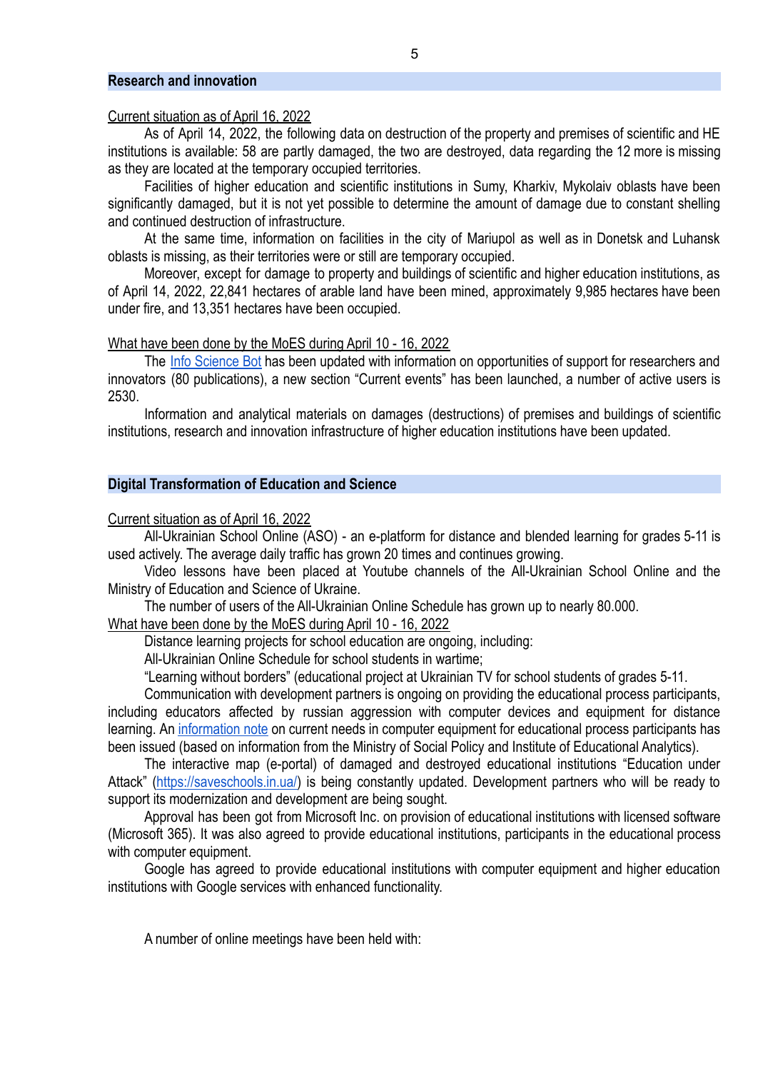## Research and innovation

Current situation as of April 16, 2022

As of April 14, 2022, the following data on destruction of the property and premises of scientific and HE institutions is available: 58 are partly damaged, the two are destroyed, data regarding the 12 more is missing as they are located at the temporary occupied territories.

Facilities of higher education and scientific institutions in Sumy, Kharkiv, Mykolaiv oblasts have been significantly damaged, but it is not yet possible to determine the amount of damage due to constant shelling and continued destruction of infrastructure.

At the same time, information on facilities in the city of Mariupol as well as in Donetsk and Luhansk oblasts is missing, as their territories were or still are temporary occupied.

Moreover, except for damage to property and buildings of scientific and higher education institutions, as of April 14, 2022, 22,841 hectares of arable land have been mined, approximately 9,985 hectares have been under fire, and 13,351 hectares have been occupied.

What have been done by the MoES during April 10 - 16, 2022

The Info Science Bot has been updated with information on opportunities of support for researchers and innovators (80 publications), a new section "Current events" has been launched, a number of active users is 2530.

Information and analytical materials on damages (destructions) of premises and buildings of scientific institutions, research and innovation infrastructure of higher education institutions have been updated.

## Digital Transformation of Education and Science

Current situation as of April 16, 2022

All-Ukrainian School Online (ASO) - an e-platform for distance and blended learning for grades 5-11 is used actively. The average daily traffic has grown 20 times and continues growing.

Video lessons have been placed at Youtube channels of the All-Ukrainian School Online and the Ministry of Education and Science of Ukraine.

The number of users of the All-Ukrainian Online Schedule has grown up to nearly 80.000.

What have been done by the MoES during April 10 - 16, 2022

Distance learning projects for school education are ongoing, including:

All-Ukrainian Online Schedule for school students in wartime;

"Learning without borders" (educational project at Ukrainian TV for school students of grades 5-11.

Communication with development partners is ongoing on providing the educational process participants, including educators affected by russian aggression with computer devices and equipment for distance learning. An information note on current needs in computer equipment for educational process participants has been issued (based on information from the Ministry of Social Policy and Institute of Educational Analytics).

The interactive map (e-portal) of damaged and destroyed educational institutions "Education under Attack" (https://saveschools.in.ua/) is being constantly updated. Development partners who will be ready to support its modernization and development are being sought.

Approval has been got from Microsoft Inc. on provision of educational institutions with licensed software (Microsoft 365). It was also agreed to provide educational institutions, participants in the educational process with computer equipment.

Google has agreed to provide educational institutions with computer equipment and higher education institutions with Google services with enhanced functionality.

A number of online meetings have been held with: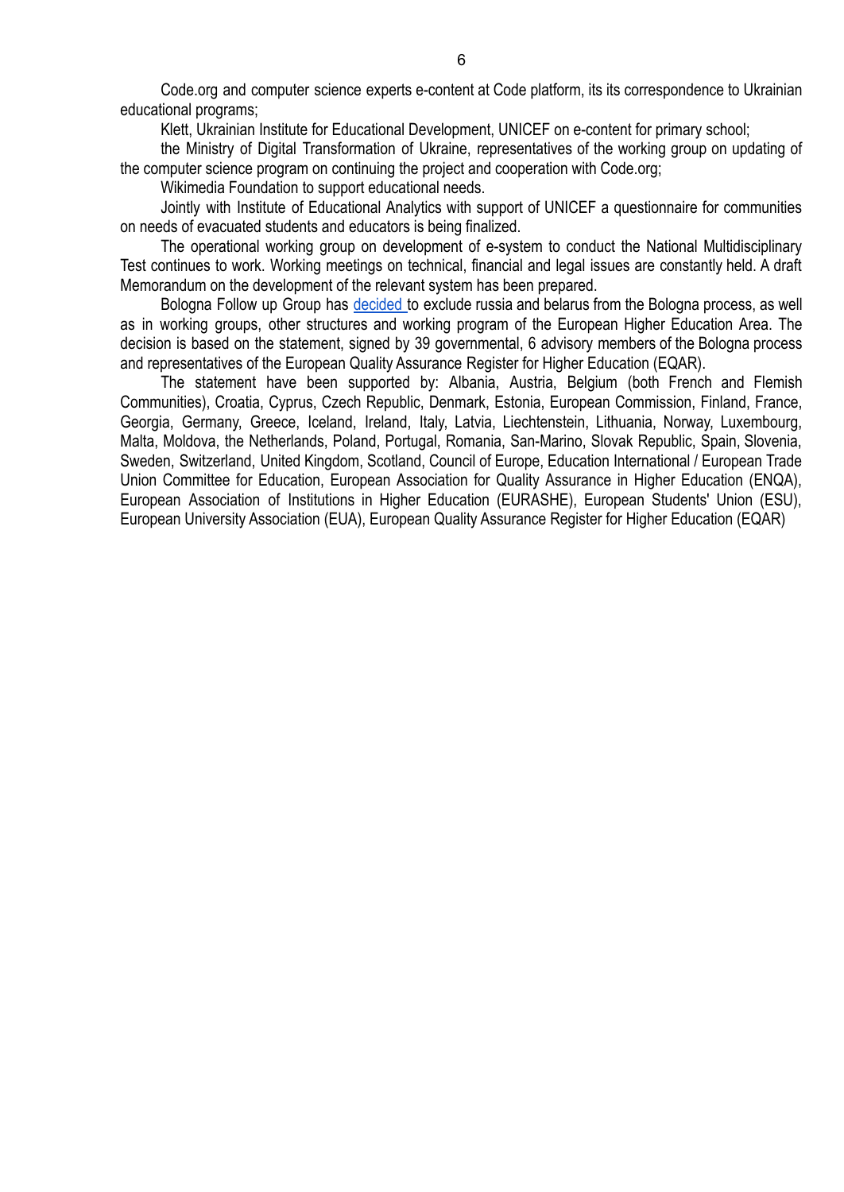Code.org and computer science experts e-content at Code platform, its its correspondence to Ukrainian educational programs;

Klett, Ukrainian Institute for Educational Development, UNICEF on e-content for primary school;

the Ministry of Digital Transformation of Ukraine, representatives of the working group on updating of the computer science program on continuing the project and cooperation with Code.org;

Wikimedia Foundation to support educational needs.

Jointly with Institute of Educational Analytics with support of UNICEF a questionnaire for communities on needs of evacuated students and educators is being finalized.

The operational working group on development of e-system to conduct the National Multidisciplinary Test continues to work. Working meetings on technical, financial and legal issues are constantly held. A draft Memorandum on the development of the relevant system has been prepared.

Bologna Follow up Group has decided to exclude russia and belarus from the Bologna process, as well as in working groups, other structures and working program of the European Higher Education Area. The decision is based on the statement, signed by 39 governmental, 6 advisory members of the Bologna process and representatives of the European Quality Assurance Register for Higher Education (EQAR).

The statement have been supported by: Albania, Austria, Belgium (both French and Flemish Communities), Croatia, Cyprus, Czech Republic, Denmark, Estonia, European Commission, Finland, France, Georgia, Germany, Greece, Iceland, Ireland, Italy, Latvia, Liechtenstein, Lithuania, Norway, Luxembourg, Malta, Moldova, the Netherlands, Poland, Portugal, Romania, San-Marino, Slovak Republic, Spain, Slovenia, Sweden, Switzerland, United Kingdom, Scotland, Council of Europe, Education International / European Trade Union Committee for Education, European Association for Quality Assurance in Higher Education (ENQA), European Association of Institutions in Higher Education (EURASHE), European Students' Union (ESU), European University Association (EUA), European Quality Assurance Register for Higher Education (EQAR)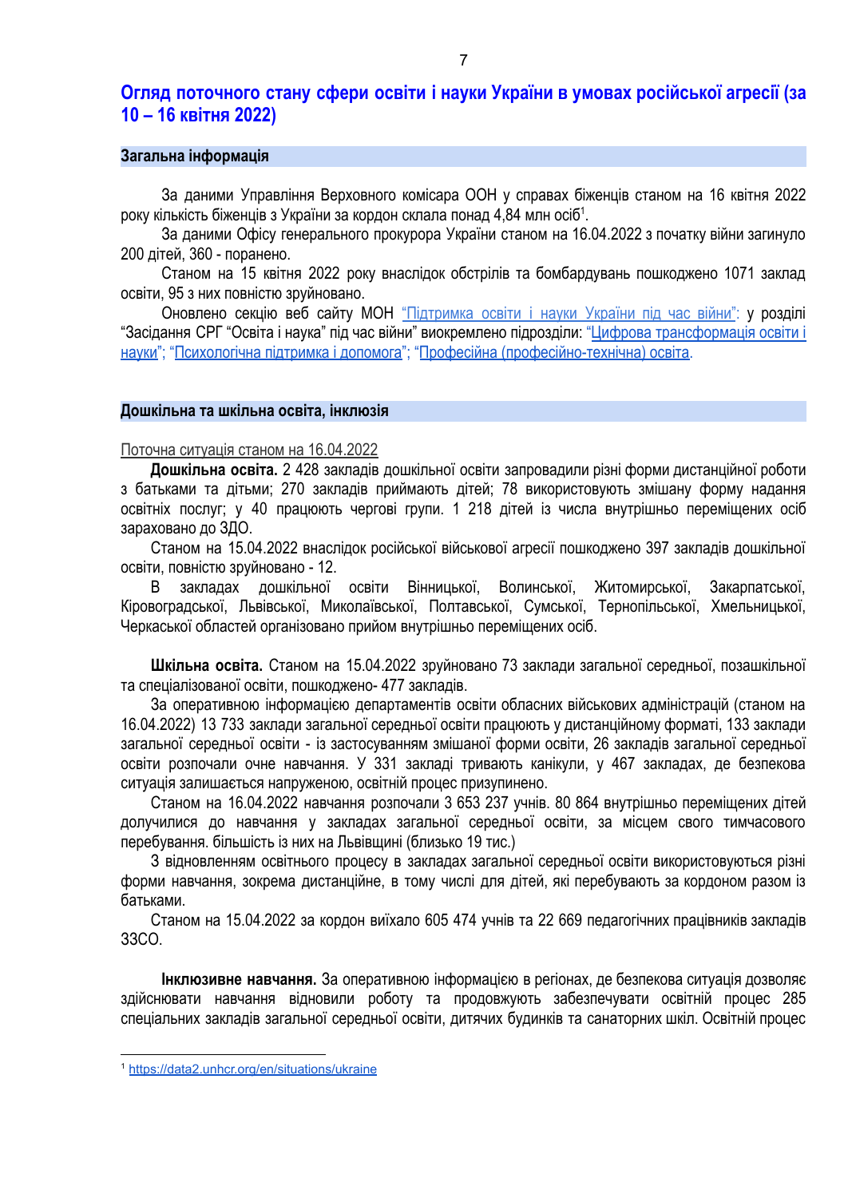## Огляд поточного стану сфери освіти і науки України в умовах російської агресії (за 10 – 16 квітня 2022)

### Загальна інформація

За даними Управління Верховного комісара ООН у справах біженців станом на 16 квітня 2022 року кількість біженців з України за кордон склала понад 4,84 млн осіб[1].

За даними Офісу генерального прокурора України станом на 16.04.2022 з початку війни загинуло 200 дітей, 360 - поранено.

Станом на 15 квітня 2022 року внаслідок обстрілів та бомбардувань пошкоджено 1071 заклад освіти, 95 з них повністю зруйновано.

Оновлено секцію веб сайту МОН “Підтримка освіти і науки України під час війни”: у розділі “Засідання СРГ “Освіта і наука” під час війни” виокремлено підрозділи: “Цифрова трансформація освіти і науки”; “Психологічна підтримка і допомога”; “Професійна (професійно-технічна) освіта.

### Дошкільна та шкільна освіта, інклюзія

Поточна ситуація станом на 16.04.2022

**Дошкільна освіта.** 2 428 закладів дошкільної освіти запровадили різні форми дистанційної роботи з батьками та дітьми; 270 закладів приймають дітей; 78 використовують змішану форму надання освітніх послуг; у 40 працюють чергові групи. 1 218 дітей із числа внутрішньо переміщених осіб зараховано до ЗДО.

Станом на 15.04.2022 внаслідок російської військової агресії пошкоджено 397 закладів дошкільної освіти, повністю зруйновано - 12.

В закладах дошкільної освіти Вінницької, Волинської, Житомирської, Закарпатської, Кіровоградської, Львівської, Миколаївської, Полтавської, Сумської, Тернопільської, Хмельницької, Черкаської областей організовано прийом внутрішньо переміщених осіб.

**Шкільна освіта.** Станом на 15.04.2022 зруйновано 73 заклади загальної середньої, позашкільної та спеціалізованої освіти, пошкоджено- 477 закладів.

За оперативною інформацією департаментів освіти обласних військових адміністрацій (станом на 16.04.2022) 13 733 заклади загальної середньої освіти працюють у дистанційному форматі, 133 заклади загальної середньої освіти - із застосуванням змішаної форми освіти, 26 закладів загальної середньої освіти розпочали очне навчання. У 331 закладі тривають канікули, у 467 закладах, де безпекова ситуація залишається напруженою, освітній процес призупинено.

Станом на 16.04.2022 навчання розпочали 3 653 237 учнів. 80 864 внутрішньо переміщених дітей долучилися до навчання у закладах загальної середньої освіти, за місцем свого тимчасового перебування. більшість із них на Львівщині (близько 19 тис.)

З відновленням освітнього процесу в закладах загальної середньої освіти використовуються різні форми навчання, зокрема дистанційне, в тому числі для дітей, які перебувають за кордоном разом із батьками.

Станом на 15.04.2022 за кордон виїхало 605 474 учнів та 22 669 педагогічних працівників закладів ЗЗСО.

**Інклюзивне навчання.** За оперативною інформацією в регіонах, де безпекова ситуація дозволяє здійснювати навчання відновили роботу та продовжують забезпечувати освітній процес 285 спеціальних закладів загальної середньої освіти, дитячих будинків та санаторних шкіл. Освітній процес

[1] https://data2.unhcr.org/en/situations/ukraine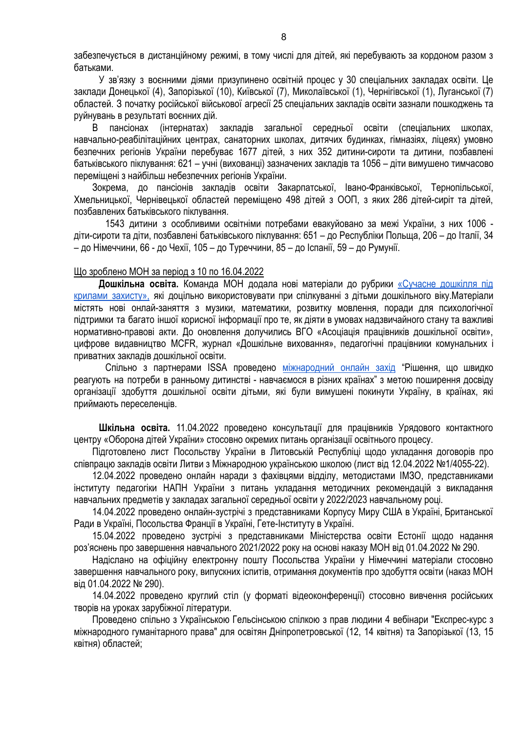забезпечується в дистанційному режимі, в тому числі для дітей, які перебувають за кордоном разом з батьками.

У зв'язку з воєнними діями призупинено освітній процес у 30 спеціальних закладах освіти. Це заклади Донецької (4), Запорізької (10), Київської (7), Миколаївської (1), Чернігівської (1), Луганської (7) областей. З початку російської військової агресії 25 спеціальних закладів освіти зазнали пошкоджень та руйнувань в результаті воєнних дій.

В пансіонах (інтернатах) закладів загальної середньої освіти (спеціальних школах, навчально-реабілітаційних центрах, санаторних школах, дитячих будинках, гімназіях, ліцеях) умовно безпечних регіонів України перебуває 1677 дітей, з них 352 дитини-сироти та дитини, позбавлені батьківського піклування: 621 – учні (вихованці) зазначених закладів та 1056 – діти вимушено тимчасово переміщені з найбільш небезпечних регіонів України.

Зокрема, до пансіонів закладів освіти Закарпатської, Івано-Франківської, Тернопільської, Хмельницької, Чернівецької областей переміщено 498 дітей з ООП, з яких 286 дітей-сиріт та дітей, позбавлених батьківського піклування.

1543 дитини з особливими освітніми потребами евакуйовано за межі України, з них 1006 - діти-сироти та діти, позбавлені батьківського піклування: 651 – до Республіки Польща, 206 – до Італії, 34 – до Німеччини, 66 - до Чехії, 105 – до Туреччини, 85 – до Іспанії, 59 – до Румунії.

Що зроблено МОН за період з 10 по 16.04.2022

**Дошкільна освіта.** Команда МОН додала нові матеріали до рубрики «Сучасне дошкілля під крилами захисту», які доцільно використовувати при спілкуванні з дітьми дошкільного віку.Матеріали містять нові онлай-заняття з музики, математики, розвитку мовлення, поради для психологічної підтримки та багато іншої корисної інформації про те, як діяти в умовах надзвичайного стану та важливі нормативно-правові акти. До оновлення долучились ВГО «Асоціація працівників дошкільної освіти», цифрове видавництво MCFR, журнал «Дошкільне виховання», педагогічні працівники комунальних і приватних закладів дошкільної освіти.

Спільно з партнерами ISSA проведено міжнародний онлайн захід "Рішення, що швидко реагують на потреби в ранньому дитинстві - навчаємося в різних країнах" з метою поширення досвіду організації здобуття дошкільної освіти дітьми, які були вимушені покинути Україну, в країнах, які приймають переселенців.

**Шкільна освіта.** 11.04.2022 проведено консультації для працівників Урядового контактного центру «Оборона дітей України» стосовно окремих питань організації освітнього процесу.

Підготовлено лист Посольству України в Литовській Республіці щодо укладання договорів про співпрацю закладів освіти Литви з Міжнародною українською школою (лист від 12.04.2022 №1/4055-22).

12.04.2022 проведено онлайн наради з фахівцями відділу, методистами ІМЗО, представниками інституту педагогіки НАПН України з питань укладання методичних рекомендацій з викладання навчальних предметів у закладах загальної середньої освіти у 2022/2023 навчальному році.

14.04.2022 проведено онлайн-зустрічі з представниками Корпусу Миру США в Україні, Британської Ради в Україні, Посольства Франції в Україні, Гете-Інституту в Україні.

15.04.2022 проведено зустрічі з представниками Міністерства освіти Естонії щодо надання роз'яснень про завершення навчального 2021/2022 року на основі наказу МОН від 01.04.2022 № 290.

Надіслано на офіційну електронну пошту Посольства України у Німеччині матеріали стосовно завершення навчального року, випускних іспитів, отримання документів про здобуття освіти (наказ МОН від 01.04.2022 № 290).

14.04.2022 проведено круглий стіл (у форматі відеоконференції) стосовно вивчення російських творів на уроках зарубіжної літератури.

Проведено спільно з Українською Гельсінською спілкою з прав людини 4 вебінари "Експрес-курс з міжнародного гуманітарного права" для освітян Дніпропетровської (12, 14 квітня) та Запорізької (13, 15 квітня) областей;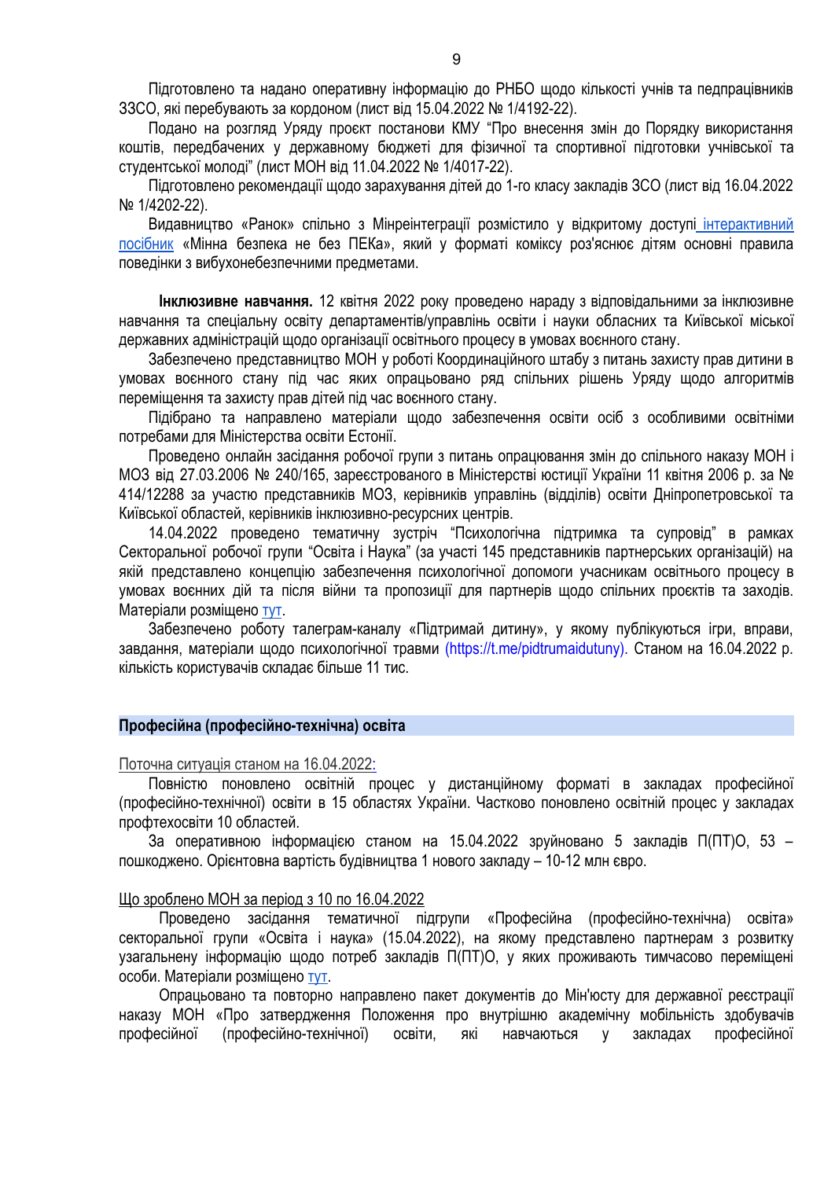Підготовлено та надано оперативну інформацію до РНБО щодо кількості учнів та педпрацівників ЗЗСО, які перебувають за кордоном (лист від 15.04.2022 № 1/4192-22).

Подано на розгляд Уряду проєкт постанови КМУ "Про внесення змін до Порядку використання коштів, передбачених у державному бюджеті для фізичної та спортивної підготовки учнівської та студентської молоді" (лист МОН від 11.04.2022 № 1/4017-22).

Підготовлено рекомендації щодо зарахування дітей до 1-го класу закладів ЗСО (лист від 16.04.2022 № 1/4202-22).

Видавництво «Ранок» спільно з Мінреінтеграції розмістило у відкритому доступі інтерактивний посібник «Мінна безпека не без ПЕКа», який у форматі коміксу роз'яснює дітям основні правила поведінки з вибухонебезпечними предметами.

**Інклюзивне навчання.** 12 квітня 2022 року проведено нараду з відповідальними за інклюзивне навчання та спеціальну освіту департаментів/управлінь освіти і науки обласних та Київської міської державних адміністрацій щодо організації освітнього процесу в умовах воєнного стану.

Забезпечено представництво МОН у роботі Координаційного штабу з питань захисту прав дитини в умовах воєнного стану під час яких опрацьовано ряд спільних рішень Уряду щодо алгоритмів переміщення та захисту прав дітей під час воєнного стану.

Підібрано та направлено матеріали щодо забезпечення освіти осіб з особливими освітніми потребами для Міністерства освіти Естонії.

Проведено онлайн засідання робочої групи з питань опрацювання змін до спільного наказу МОН і МОЗ від 27.03.2006 № 240/165, зареєстрованого в Міністерстві юстиції України 11 квітня 2006 р. за № 414/12288 за участю представників МОЗ, керівників управлінь (відділів) освіти Дніпропетровської та Київської областей, керівників інклюзивно-ресурсних центрів.

14.04.2022 проведено тематичну зустріч "Психологічна підтримка та супровід" в рамках Секторальної робочої групи "Освіта і Наука" (за участі 145 представників партнерських організацій) на якій представлено концепцію забезпечення психологічної допомоги учасникам освітнього процесу в умовах воєнних дій та після війни та пропозиції для партнерів щодо спільних проєктів та заходів. Матеріали розміщено тут.

Забезпечено роботу талеграм-каналу «Підтримай дитину», у якому публікуються ігри, вправи, завдання, матеріали щодо психологічної травми (https://t.me/pidtrumaidutuny). Станом на 16.04.2022 р. кількість користувачів складає більше 11 тис.

## Професійна (професійно-технічна) освіта

Поточна ситуація станом на 16.04.2022:

Повністю поновлено освітній процес у дистанційному форматі в закладах професійної (професійно-технічної) освіти в 15 областях України. Частково поновлено освітній процес у закладах профтехосвіти 10 областей.

За оперативною інформацією станом на 15.04.2022 зруйновано 5 закладів П(ПТ)О, 53 – пошкоджено. Орієнтовна вартість будівництва 1 нового закладу – 10-12 млн євро.

Що зроблено МОН за період з 10 по 16.04.2022

Проведено засідання тематичної підгрупи «Професійна (професійно-технічна) освіта» секторальної групи «Освіта і наука» (15.04.2022), на якому представлено партнерам з розвитку узагальнену інформацію щодо потреб закладів П(ПТ)О, у яких проживають тимчасово переміщені особи. Матеріали розміщено тут.

Опрацьовано та повторно направлено пакет документів до Мін'юсту для державної реєстрації наказу МОН «Про затвердження Положення про внутрішню академічну мобільність здобувачів професійної (професійно-технічної) освіти, які навчаються у закладах професійної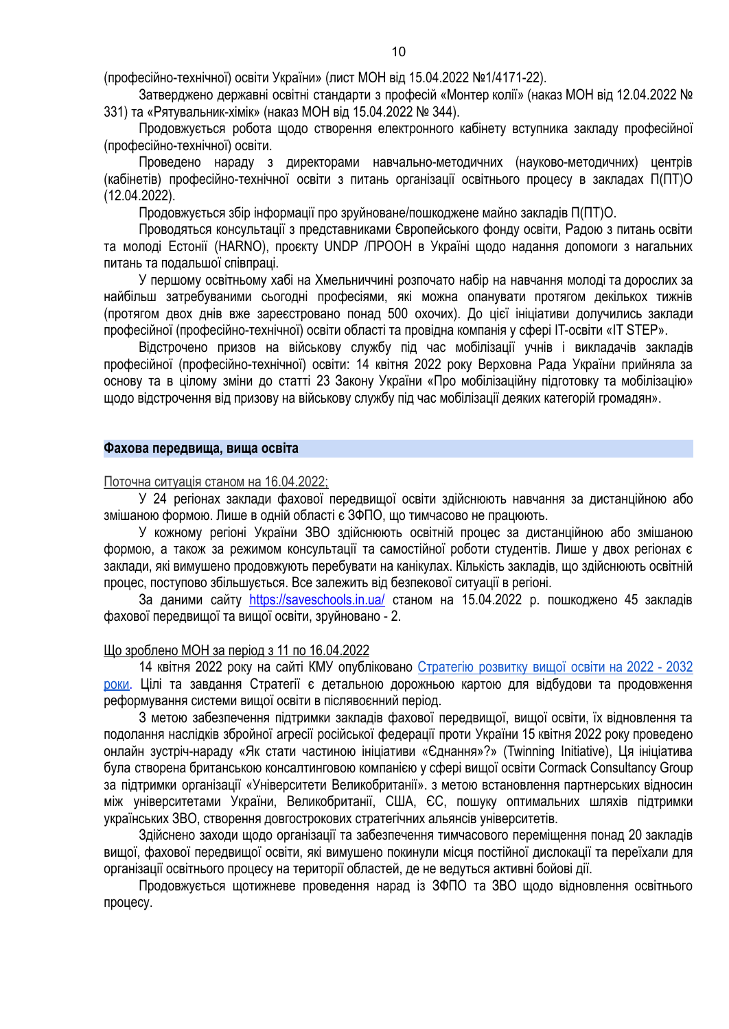(професійно-технічної) освіти України» (лист МОН від 15.04.2022 №1/4171-22).

Затверджено державні освітні стандарти з професій «Монтер колії» (наказ МОН від 12.04.2022 № 331) та «Рятувальник-хімік» (наказ МОН від 15.04.2022 № 344).

Продовжується робота щодо створення електронного кабінету вступника закладу професійної (професійно-технічної) освіти.

Проведено нараду з директорами навчально-методичних (науково-методичних) центрів (кабінетів) професійно-технічної освіти з питань організації освітнього процесу в закладах П(ПТ)О (12.04.2022).

Продовжується збір інформації про зруйноване/пошкоджене майно закладів П(ПТ)О.

Проводяться консультації з представниками Європейського фонду освіти, Радою з питань освіти та молоді Естонії (HARNO), проєкту UNDP /ПРООН в Україні щодо надання допомоги з нагальних питань та подальшої співпраці.

У першому освітньому хабі на Хмельниччині розпочато набір на навчання молоді та дорослих за найбільш затребуваними сьогодні професіями, які можна опанувати протягом декількох тижнів (протягом двох днів вже зареєстровано понад 500 охочих). До цієї ініціативи долучились заклади професійної (професійно-технічної) освіти області та провідна компанія у сфері ІТ-освіти «IT STEP».

Відстрочено призов на військову службу під час мобілізації учнів і викладачів закладів професійної (професійно-технічної) освіти: 14 квітня 2022 року Верховна Рада України прийняла за основу та в цілому зміни до статті 23 Закону України «Про мобілізаційну підготовку та мобілізацію» щодо відстрочення від призову на військову службу під час мобілізації деяких категорій громадян».

## Фахова передвища, вища освіта

Поточна ситуація станом на 16.04.2022:

У 24 регіонах заклади фахової передвищої освіти здійснюють навчання за дистанційною або змішаною формою. Лише в одній області є ЗФПО, що тимчасово не працюють.

У кожному регіоні України ЗВО здійснюють освітній процес за дистанційною або змішаною формою, а також за режимом консультації та самостійної роботи студентів. Лише у двох регіонах є заклади, які вимушено продовжують перебувати на канікулах. Кількість закладів, що здійснюють освітній процес, поступово збільшується. Все залежить від безпекової ситуації в регіоні.

За даними сайту https://saveschools.in.ua/ станом на 15.04.2022 р. пошкоджено 45 закладів фахової передвищої та вищої освіти, зруйновано - 2.

Що зроблено МОН за період з 11 по 16.04.2022

14 квітня 2022 року на сайті КМУ опубліковано Стратегію розвитку вищої освіти на 2022 - 2032 роки. Цілі та завдання Стратегії є детальною дорожньою картою для відбудови та продовження реформування системи вищої освіти в післявоєнний період.

З метою забезпечення підтримки закладів фахової передвищої, вищої освіти, їх відновлення та подолання наслідків збройної агресії російської федерації проти України 15 квітня 2022 року проведено онлайн зустріч-нараду «Як стати частиною ініціативи «Єднання»?» (Twinning Initiative), Ця ініціатива була створена британською консалтинговою компанією у сфері вищої освіти Cormack Consultancy Group за підтримки організації «Університети Великобританії». з метою встановлення партнерських відносин між університетами України, Великобританії, США, ЄС, пошуку оптимальних шляхів підтримки українських ЗВО, створення довгострокових стратегічних альянсів університетів.

Здійснено заходи щодо організації та забезпечення тимчасового переміщення понад 20 закладів вищої, фахової передвищої освіти, які вимушено покинули місця постійної дислокації та переїхали для організації освітнього процесу на території областей, де не ведуться активні бойові дії.

Продовжується щотижневе проведення нарад із ЗФПО та ЗВО щодо відновлення освітнього процесу.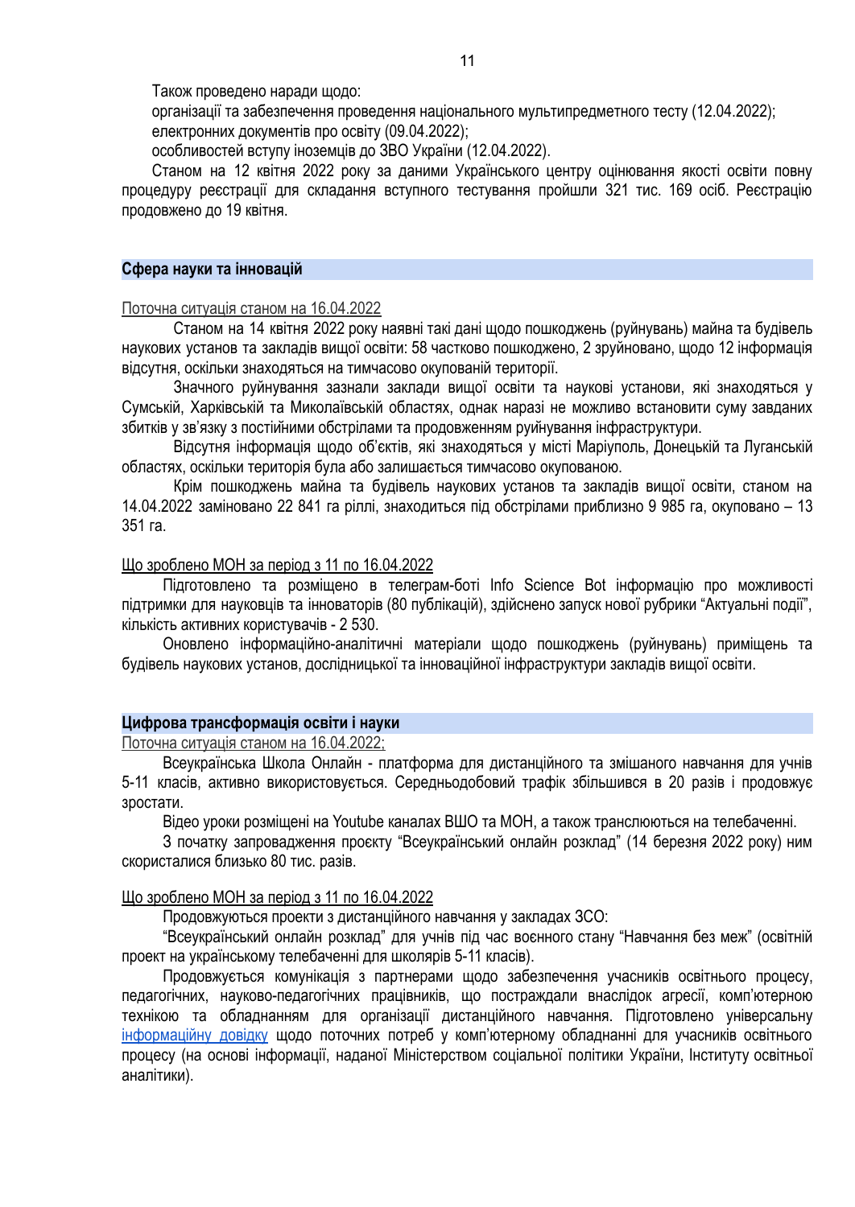Також проведено наради щодо:

організації та забезпечення проведення національного мультипредметного тесту (12.04.2022);

електронних документів про освіту (09.04.2022);

особливостей вступу іноземців до ЗВО України (12.04.2022).

Станом на 12 квітня 2022 року за даними Українського центру оцінювання якості освіти повну процедуру реєстрації для складання вступного тестування пройшли 321 тис. 169 осіб. Реєстрацію продовжено до 19 квітня.

## Сфера науки та інновацій

Поточна ситуація станом на 16.04.2022

Станом на 14 квітня 2022 року наявні такі дані щодо пошкоджень (руйнувань) майна та будівель наукових установ та закладів вищої освіти: 58 частково пошкоджено, 2 зруйновано, щодо 12 інформація відсутня, оскільки знаходяться на тимчасово окупованій території.

Значного руйнування зазнали заклади вищої освіти та наукові установи, які знаходяться у Сумській, Харківській та Миколаївській областях, однак наразі не можливо встановити суму завданих збитків у зв'язку з постійними обстрілами та продовженням руйнування інфраструктури.

Відсутня інформація щодо об'єктів, які знаходяться у місті Маріуполь, Донецькій та Луганській областях, оскільки територія була або залишається тимчасово окупованою.

Крім пошкоджень майна та будівель наукових установ та закладів вищої освіти, станом на 14.04.2022 заміновано 22 841 га ріллі, знаходиться під обстрілами приблизно 9 985 га, окуповано – 13 351 га.

Що зроблено МОН за період з 11 по 16.04.2022

Підготовлено та розміщено в телеграм-боті Info Science Bot інформацію про можливості підтримки для науковців та інноваторів (80 публікацій), здійснено запуск нової рубрики "Актуальні події", кількість активних користувачів - 2 530.

Оновлено інформаційно-аналітичні матеріали щодо пошкоджень (руйнувань) приміщень та будівель наукових установ, дослідницької та інноваційної інфраструктури закладів вищої освіти.

## Цифрова трансформація освіти і науки

Поточна ситуація станом на 16.04.2022;

Всеукраїнська Школа Онлайн - платформа для дистанційного та змішаного навчання для учнів 5-11 класів, активно використовується. Середньодобовий трафік збільшився в 20 разів і продовжує зростати.

Відео уроки розміщені на Youtube каналах ВШО та МОН, а також транслюються на телебаченні.

З початку запровадження проєкту "Всеукраїнський онлайн розклад" (14 березня 2022 року) ним скористалися близько 80 тис. разів.

Що зроблено МОН за період з 11 по 16.04.2022

Продовжуються проекти з дистанційного навчання у закладах ЗСО:

"Всеукраїнський онлайн розклад" для учнів під час воєнного стану "Навчання без меж" (освітній проект на українському телебаченні для школярів 5-11 класів).

Продовжується комунікація з партнерами щодо забезпечення учасників освітнього процесу, педагогічних, науково-педагогічних працівників, що постраждали внаслідок агресії, комп'ютерною технікою та обладнанням для організації дистанційного навчання. Підготовлено універсальну інформаційну довідку щодо поточних потреб у комп'ютерному обладнанні для учасників освітнього процесу (на основі інформації, наданої Міністерством соціальної політики України, Інституту освітньої аналітики).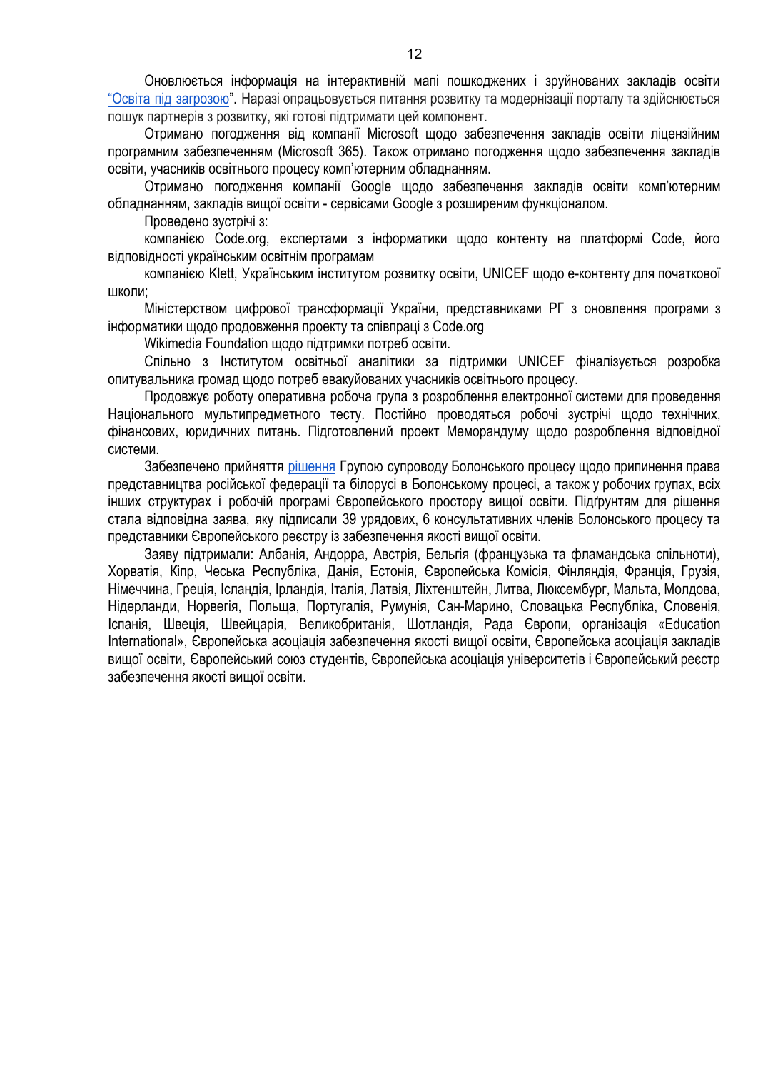Оновлюється інформація на інтерактивній мапі пошкоджених і зруйнованих закладів освіти "Освіта під загрозою". Наразі опрацьовується питання розвитку та модернізації порталу та здійснюється пошук партнерів з розвитку, які готові підтримати цей компонент.

Отримано погодження від компанії Microsoft щодо забезпечення закладів освіти ліцензійним програмним забезпеченням (Microsoft 365). Також отримано погодження щодо забезпечення закладів освіти, учасників освітнього процесу комп'ютерним обладнанням.

Отримано погодження компанії Google щодо забезпечення закладів освіти комп'ютерним обладнанням, закладів вищої освіти - сервісами Google з розширеним функціоналом.

Проведено зустрічі з:

компанією Code.org, експертами з інформатики щодо контенту на платформі Code, його відповідності українським освітнім програмам

компанією Klett, Українським інститутом розвитку освіти, UNICEF щодо е-контенту для початкової школи;

Міністерством цифрової трансформації України, представниками РГ з оновлення програми з інформатики щодо продовження проекту та співпраці з Code.org

Wikimedia Foundation щодо підтримки потреб освіти.

Спільно з Інститутом освітньої аналітики за підтримки UNICEF фіналізується розробка опитувальника громад щодо потреб евакуйованих учасників освітнього процесу.

Продовжує роботу оперативна робоча група з розроблення електронної системи для проведення Національного мультипредметного тесту. Постійно проводяться робочі зустрічі щодо технічних, фінансових, юридичних питань. Підготовлений проект Меморандуму щодо розроблення відповідної системи.

Забезпечено прийняття рішення Групою супроводу Болонського процесу щодо припинення права представництва російської федерації та білорусі в Болонському процесі, а також у робочих групах, всіх інших структурах і робочій програмі Європейського простору вищої освіти. Підґрунтям для рішення стала відповідна заява, яку підписали 39 урядових, 6 консультативних членів Болонського процесу та представники Європейського реєстру із забезпечення якості вищої освіти.

Заяву підтримали: Албанія, Андорра, Австрія, Бельгія (французька та фламандська спільноти), Хорватія, Кіпр, Чеська Республіка, Данія, Естонія, Європейська Комісія, Фінляндія, Франція, Грузія, Німеччина, Греція, Ісландія, Ірландія, Італія, Латвія, Ліхтенштейн, Литва, Люксембург, Мальта, Молдова, Нідерланди, Норвегія, Польща, Португалія, Румунія, Сан-Марино, Словацька Республіка, Словенія, Іспанія, Швеція, Швейцарія, Великобританія, Шотландія, Рада Європи, організація «Education International», Європейська асоціація забезпечення якості вищої освіти, Європейська асоціація закладів вищої освіти, Європейський союз студентів, Європейська асоціація університетів і Європейський реєстр забезпечення якості вищої освіти.